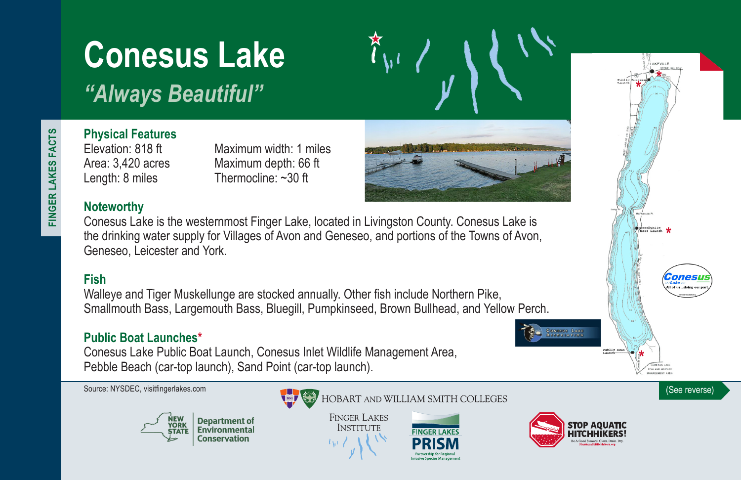FINGER LAKES FACTS

# Conesus Lake

## *"Always Beautiful"*

### Physical Features

Elevation: 818 ft
Area: 3,420 acres
Length: 8 miles

Maximum width: 1 miles
Maximum depth: 66 ft
Thermocline: ~30 ft

### Noteworthy

Conesus Lake is the westernmost Finger Lake, located in Livingston County. Conesus Lake is the drinking water supply for Villages of Avon and Geneseo, and portions of the Towns of Avon, Geneseo, Leicester and York.

### Fish

Walleye and Tiger Muskellunge are stocked annually. Other fish include Northern Pike, Smallmouth Bass, Largemouth Bass, Bluegill, Pumpkinseed, Brown Bullhead, and Yellow Perch.

### Public Boat Launches*

Conesus Lake Public Boat Launch, Conesus Inlet Wildlife Management Area, Pebble Beach (car-top launch), Sand Point (car-top launch).

Source: NYSDEC, visitfingerlakes.com

(See reverse)

New York State Department of Environmental Conservation

Hobart and William Smith Colleges

Finger Lakes Institute

Finger Lakes PRISM – Partnership for Regional Invasive Species Management

STOP AQUATIC HITCHHIKERS! Be A Good Steward. Clean. Drain. Dry. StopAquaticHitchhikers.org

Conesus Lake Association

Conesus Lake – All of us...doing our part.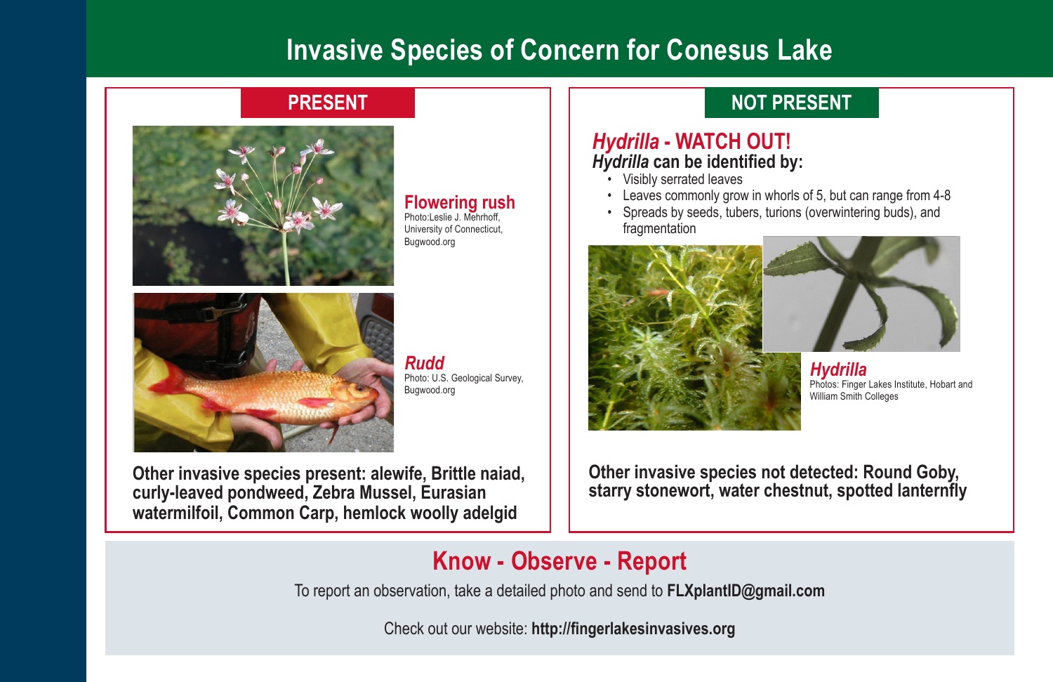# Invasive Species of Concern for Conesus Lake

## PRESENT

**Flowering rush**
Photo:Leslie J. Mehrhoff, University of Connecticut, Bugwood.org

***Rudd***
Photo: U.S. Geological Survey, Bugwood.org

**Other invasive species present: alewife, Brittle naiad, curly-leaved pondweed, Zebra Mussel, Eurasian watermilfoil, Common Carp, hemlock woolly adelgid**

## NOT PRESENT

### *Hydrilla* - WATCH OUT!

***Hydrilla* can be identified by:**

- Visibly serrated leaves
- Leaves commonly grow in whorls of 5, but can range from 4-8
- Spreads by seeds, tubers, turions (overwintering buds), and fragmentation

***Hydrilla***
Photos: Finger Lakes Institute, Hobart and William Smith Colleges

**Other invasive species not detected: Round Goby, starry stonewort, water chestnut, spotted lanternfly**

## Know - Observe - Report

To report an observation, take a detailed photo and send to **FLXplantID@gmail.com**

Check out our website: **http://fingerlakesinvasives.org**